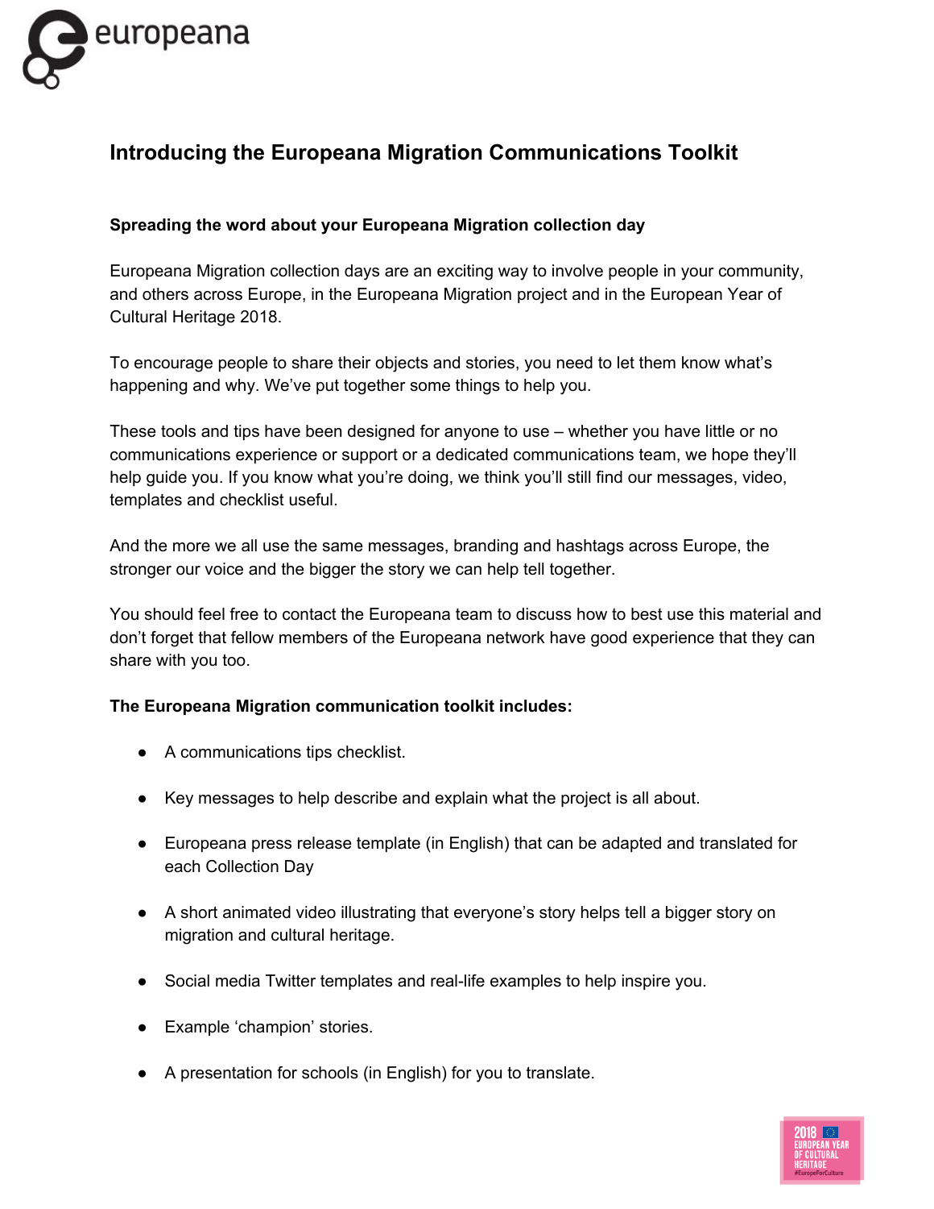# Introducing the Europeana Migration Communications Toolkit

## Spreading the word about your Europeana Migration collection day

Europeana Migration collection days are an exciting way to involve people in your community, and others across Europe, in the Europeana Migration project and in the European Year of Cultural Heritage 2018.

To encourage people to share their objects and stories, you need to let them know what's happening and why. We've put together some things to help you.

These tools and tips have been designed for anyone to use – whether you have little or no communications experience or support or a dedicated communications team, we hope they'll help guide you. If you know what you're doing, we think you'll still find our messages, video, templates and checklist useful.

And the more we all use the same messages, branding and hashtags across Europe, the stronger our voice and the bigger the story we can help tell together.

You should feel free to contact the Europeana team to discuss how to best use this material and don't forget that fellow members of the Europeana network have good experience that they can share with you too.

**The Europeana Migration communication toolkit includes:**

- A communications tips checklist.
- Key messages to help describe and explain what the project is all about.
- Europeana press release template (in English) that can be adapted and translated for each Collection Day
- A short animated video illustrating that everyone's story helps tell a bigger story on migration and cultural heritage.
- Social media Twitter templates and real-life examples to help inspire you.
- Example 'champion' stories.
- A presentation for schools (in English) for you to translate.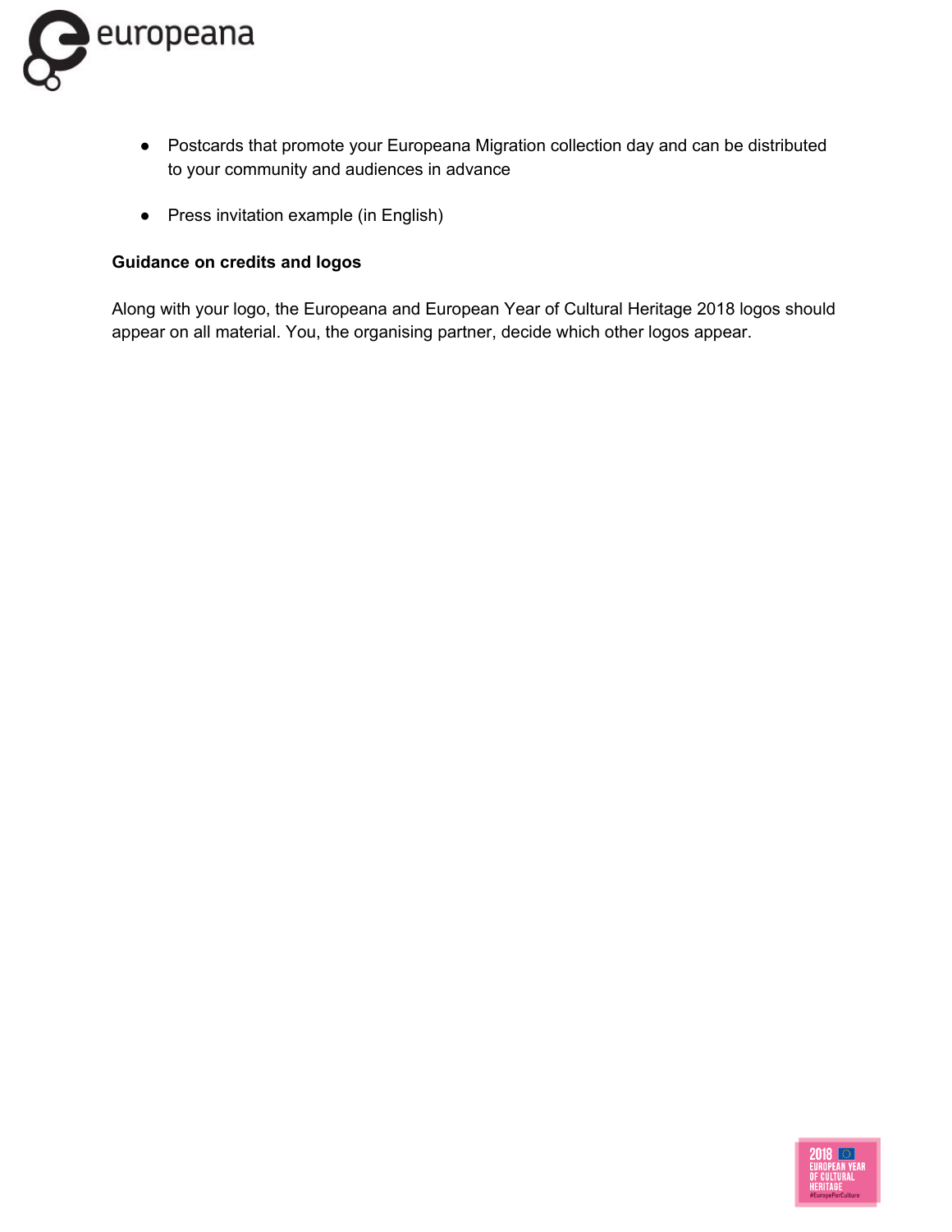- Postcards that promote your Europeana Migration collection day and can be distributed to your community and audiences in advance

- Press invitation example (in English)

**Guidance on credits and logos**

Along with your logo, the Europeana and European Year of Cultural Heritage 2018 logos should appear on all material. You, the organising partner, decide which other logos appear.